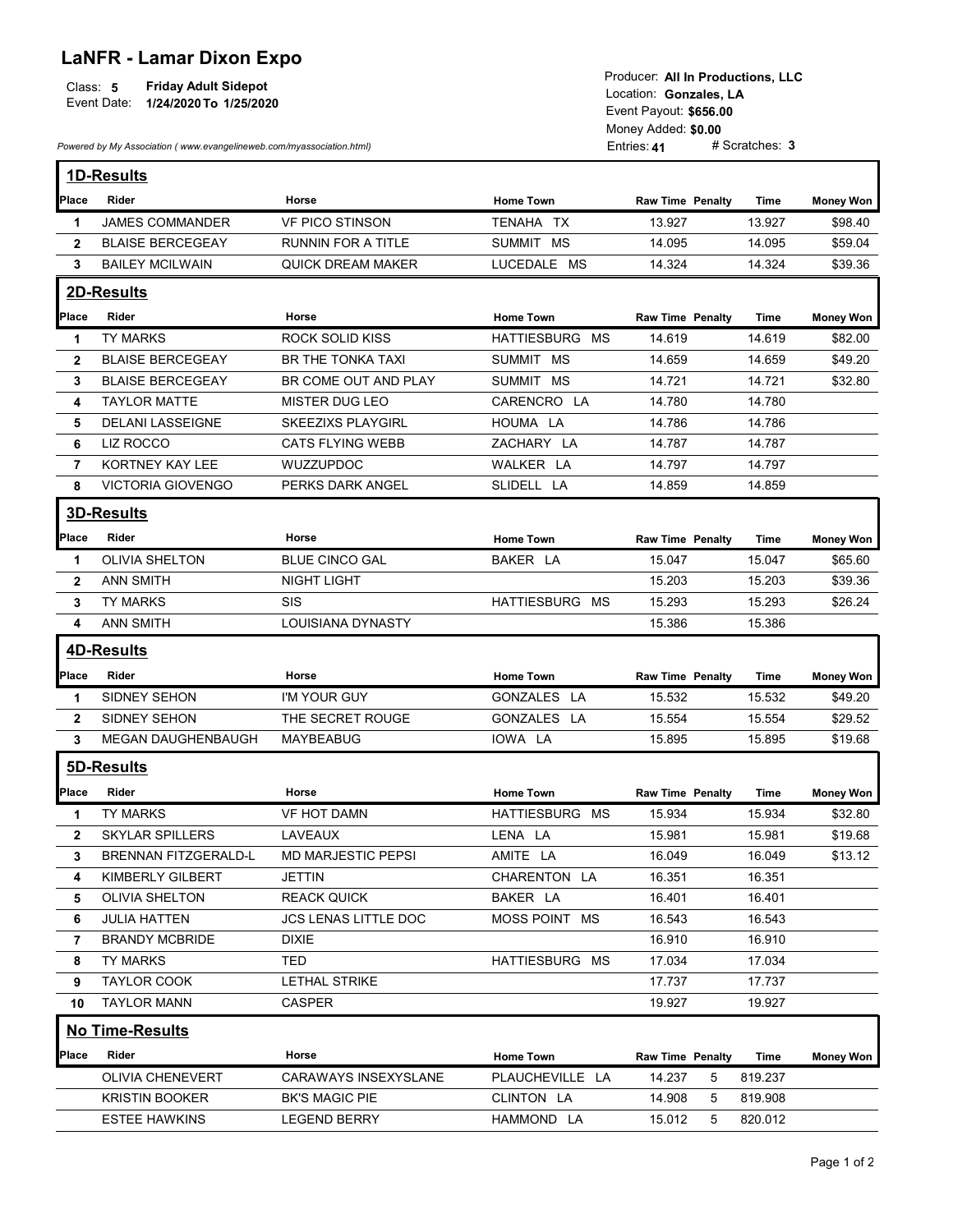# LaNFR - Lamar Dixon Expo

Class: **5** **Friday Adult Sidepot**
Event Date: **1/24/2020 To 1/25/2020**

*Powered by My Association ( www.evangelineweb.com/myassociation.html)*

Producer: **All In Productions, LLC**
Location: **Gonzales, LA**
Event Payout: **$656.00**
Money Added: **$0.00**
Entries: **41** # Scratches: **3**

## 1D-Results

| Place | Rider | Horse | Home Town | Raw Time | Penalty | Time | Money Won |
|---|---|---|---|---|---|---|---|
| 1 | JAMES COMMANDER | VF PICO STINSON | TENAHA TX | 13.927 | | 13.927 | $98.40 |
| 2 | BLAISE BERCEGEAY | RUNNIN FOR A TITLE | SUMMIT MS | 14.095 | | 14.095 | $59.04 |
| 3 | BAILEY MCILWAIN | QUICK DREAM MAKER | LUCEDALE MS | 14.324 | | 14.324 | $39.36 |

## 2D-Results

| Place | Rider | Horse | Home Town | Raw Time | Penalty | Time | Money Won |
|---|---|---|---|---|---|---|---|
| 1 | TY MARKS | ROCK SOLID KISS | HATTIESBURG MS | 14.619 | | 14.619 | $82.00 |
| 2 | BLAISE BERCEGEAY | BR THE TONKA TAXI | SUMMIT MS | 14.659 | | 14.659 | $49.20 |
| 3 | BLAISE BERCEGEAY | BR COME OUT AND PLAY | SUMMIT MS | 14.721 | | 14.721 | $32.80 |
| 4 | TAYLOR MATTE | MISTER DUG LEO | CARENCRO LA | 14.780 | | 14.780 | |
| 5 | DELANI LASSEIGNE | SKEEZIXS PLAYGIRL | HOUMA LA | 14.786 | | 14.786 | |
| 6 | LIZ ROCCO | CATS FLYING WEBB | ZACHARY LA | 14.787 | | 14.787 | |
| 7 | KORTNEY KAY LEE | WUZZUPDOC | WALKER LA | 14.797 | | 14.797 | |
| 8 | VICTORIA GIOVENGO | PERKS DARK ANGEL | SLIDELL LA | 14.859 | | 14.859 | |

## 3D-Results

| Place | Rider | Horse | Home Town | Raw Time | Penalty | Time | Money Won |
|---|---|---|---|---|---|---|---|
| 1 | OLIVIA SHELTON | BLUE CINCO GAL | BAKER LA | 15.047 | | 15.047 | $65.60 |
| 2 | ANN SMITH | NIGHT LIGHT | | 15.203 | | 15.203 | $39.36 |
| 3 | TY MARKS | SIS | HATTIESBURG MS | 15.293 | | 15.293 | $26.24 |
| 4 | ANN SMITH | LOUISIANA DYNASTY | | 15.386 | | 15.386 | |

## 4D-Results

| Place | Rider | Horse | Home Town | Raw Time | Penalty | Time | Money Won |
|---|---|---|---|---|---|---|---|
| 1 | SIDNEY SEHON | I'M YOUR GUY | GONZALES LA | 15.532 | | 15.532 | $49.20 |
| 2 | SIDNEY SEHON | THE SECRET ROUGE | GONZALES LA | 15.554 | | 15.554 | $29.52 |
| 3 | MEGAN DAUGHENBAUGH | MAYBEABUG | IOWA LA | 15.895 | | 15.895 | $19.68 |

## 5D-Results

| Place | Rider | Horse | Home Town | Raw Time | Penalty | Time | Money Won |
|---|---|---|---|---|---|---|---|
| 1 | TY MARKS | VF HOT DAMN | HATTIESBURG MS | 15.934 | | 15.934 | $32.80 |
| 2 | SKYLAR SPILLERS | LAVEAUX | LENA LA | 15.981 | | 15.981 | $19.68 |
| 3 | BRENNAN FITZGERALD-L | MD MARJESTIC PEPSI | AMITE LA | 16.049 | | 16.049 | $13.12 |
| 4 | KIMBERLY GILBERT | JETTIN | CHARENTON LA | 16.351 | | 16.351 | |
| 5 | OLIVIA SHELTON | REACK QUICK | BAKER LA | 16.401 | | 16.401 | |
| 6 | JULIA HATTEN | JCS LENAS LITTLE DOC | MOSS POINT MS | 16.543 | | 16.543 | |
| 7 | BRANDY MCBRIDE | DIXIE | | 16.910 | | 16.910 | |
| 8 | TY MARKS | TED | HATTIESBURG MS | 17.034 | | 17.034 | |
| 9 | TAYLOR COOK | LETHAL STRIKE | | 17.737 | | 17.737 | |
| 10 | TAYLOR MANN | CASPER | | 19.927 | | 19.927 | |

## No Time-Results

| Place | Rider | Horse | Home Town | Raw Time | Penalty | Time | Money Won |
|---|---|---|---|---|---|---|---|
| | OLIVIA CHENEVERT | CARAWAYS INSEXYSLANE | PLAUCHEVILLE LA | 14.237 | 5 | 819.237 | |
| | KRISTIN BOOKER | BK'S MAGIC PIE | CLINTON LA | 14.908 | 5 | 819.908 | |
| | ESTEE HAWKINS | LEGEND BERRY | HAMMOND LA | 15.012 | 5 | 820.012 | |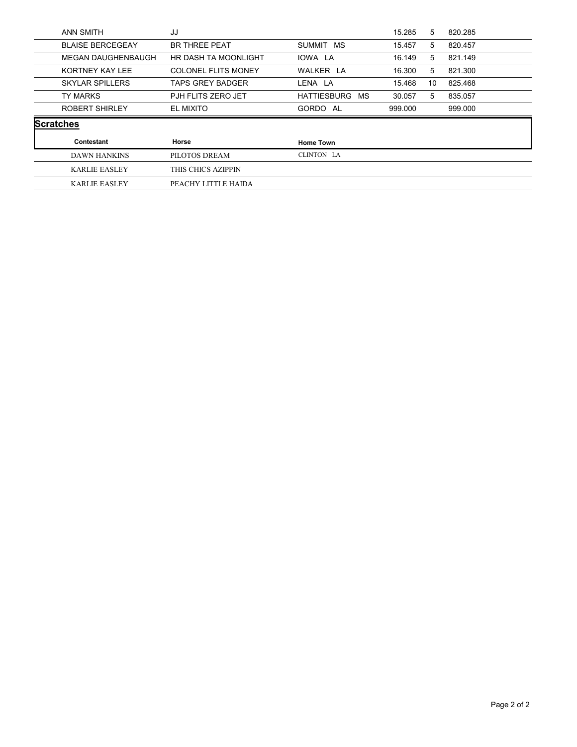| | | | | | |
|---|---|---|---|---|---|
| ANN SMITH | JJ | | 15.285 | 5 | 820.285 |
| BLAISE BERCEGEAY | BR THREE PEAT | SUMMIT MS | 15.457 | 5 | 820.457 |
| MEGAN DAUGHENBAUGH | HR DASH TA MOONLIGHT | IOWA LA | 16.149 | 5 | 821.149 |
| KORTNEY KAY LEE | COLONEL FLITS MONEY | WALKER LA | 16.300 | 5 | 821.300 |
| SKYLAR SPILLERS | TAPS GREY BADGER | LENA LA | 15.468 | 10 | 825.468 |
| TY MARKS | PJH FLITS ZERO JET | HATTIESBURG MS | 30.057 | 5 | 835.057 |
| ROBERT SHIRLEY | EL MIXITO | GORDO AL | 999.000 | | 999.000 |

## Scratches

| Contestant | Horse | Home Town |
|---|---|---|
| DAWN HANKINS | PILOTOS DREAM | CLINTON LA |
| KARLIE EASLEY | THIS CHICS AZIPPIN | |
| KARLIE EASLEY | PEACHY LITTLE HAIDA | |